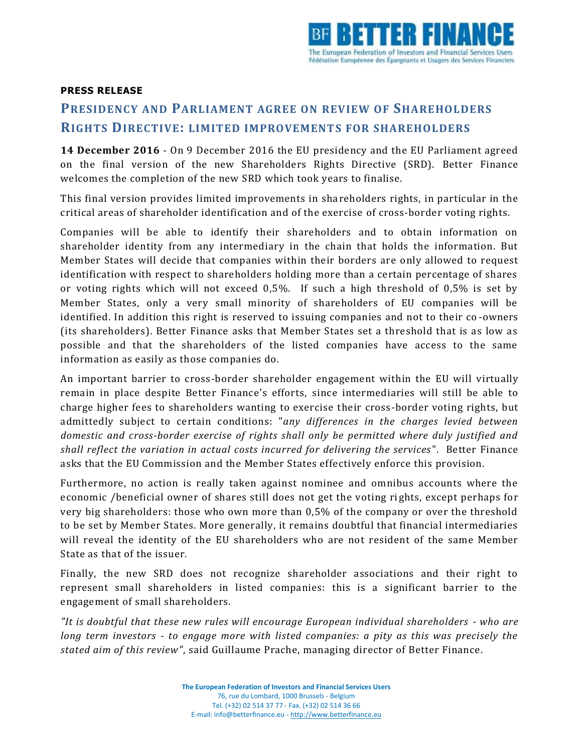BETTER FINANCE
The European Federation of Investors and Financial Services Users
Fédération Européenne des Épargnants et Usagers des Services Financiers

**PRESS RELEASE**

# PRESIDENCY AND PARLIAMENT AGREE ON REVIEW OF SHAREHOLDERS RIGHTS DIRECTIVE: LIMITED IMPROVEMENTS FOR SHAREHOLDERS

**14 December 2016** - On 9 December 2016 the EU presidency and the EU Parliament agreed on the final version of the new Shareholders Rights Directive (SRD). Better Finance welcomes the completion of the new SRD which took years to finalise.

This final version provides limited improvements in shareholders rights, in particular in the critical areas of shareholder identification and of the exercise of cross-border voting rights.

Companies will be able to identify their shareholders and to obtain information on shareholder identity from any intermediary in the chain that holds the information. But Member States will decide that companies within their borders are only allowed to request identification with respect to shareholders holding more than a certain percentage of shares or voting rights which will not exceed 0,5%. If such a high threshold of 0,5% is set by Member States, only a very small minority of shareholders of EU companies will be identified. In addition this right is reserved to issuing companies and not to their co-owners (its shareholders). Better Finance asks that Member States set a threshold that is as low as possible and that the shareholders of the listed companies have access to the same information as easily as those companies do.

An important barrier to cross-border shareholder engagement within the EU will virtually remain in place despite Better Finance's efforts, since intermediaries will still be able to charge higher fees to shareholders wanting to exercise their cross-border voting rights, but admittedly subject to certain conditions: "*any differences in the charges levied between domestic and cross-border exercise of rights shall only be permitted where duly justified and shall reflect the variation in actual costs incurred for delivering the services*". Better Finance asks that the EU Commission and the Member States effectively enforce this provision.

Furthermore, no action is really taken against nominee and omnibus accounts where the economic /beneficial owner of shares still does not get the voting rights, except perhaps for very big shareholders: those who own more than 0,5% of the company or over the threshold to be set by Member States. More generally, it remains doubtful that financial intermediaries will reveal the identity of the EU shareholders who are not resident of the same Member State as that of the issuer.

Finally, the new SRD does not recognize shareholder associations and their right to represent small shareholders in listed companies: this is a significant barrier to the engagement of small shareholders.

*"It is doubtful that these new rules will encourage European individual shareholders - who are long term investors - to engage more with listed companies: a pity as this was precisely the stated aim of this review"*, said Guillaume Prache, managing director of Better Finance.

**The European Federation of Investors and Financial Services Users**
76, rue du Lombard, 1000 Brussels - Belgium
Tel. (+32) 02 514 37 77 - Fax. (+32) 02 514 36 66
E-mail: info@betterfinance.eu - http://www.betterfinance.eu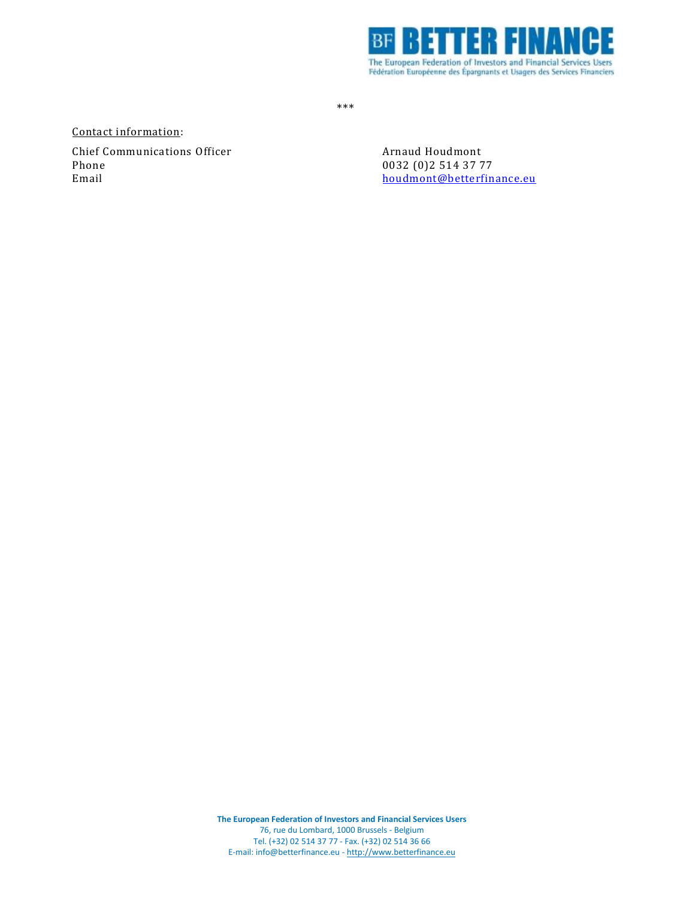\*\*\*

Contact information:

| | |
|---|---|
| Chief Communications Officer | Arnaud Houdmont |
| Phone | 0032 (0)2 514 37 77 |
| Email | houdmont@betterfinance.eu |